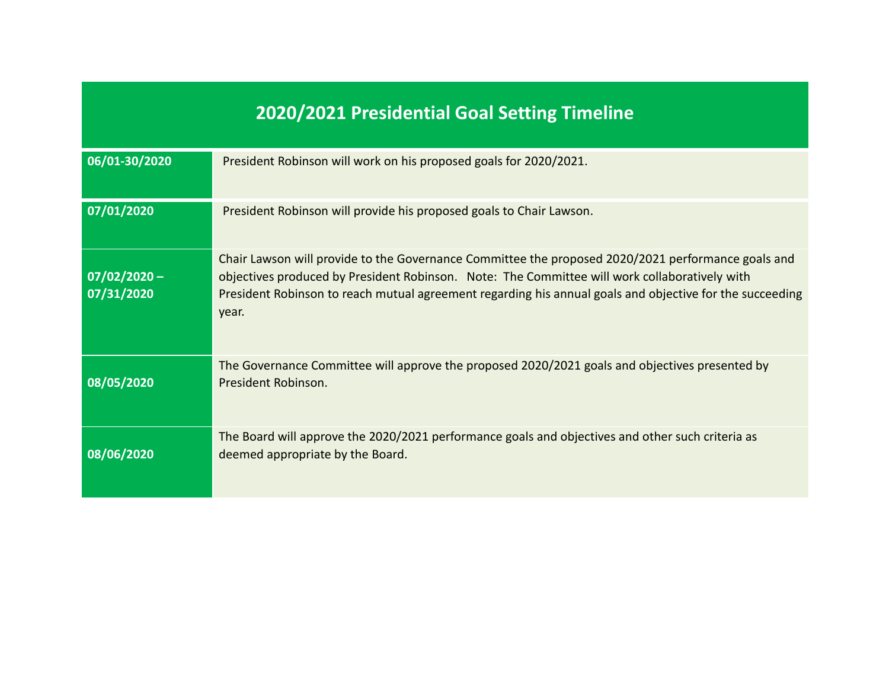# 2020/2021 Presidential Goal Setting Timeline

| | |
|---|---|
| **06/01-30/2020** | President Robinson will work on his proposed goals for 2020/2021. |
| **07/01/2020** | President Robinson will provide his proposed goals to Chair Lawson. |
| **07/02/2020 – 07/31/2020** | Chair Lawson will provide to the Governance Committee the proposed 2020/2021 performance goals and objectives produced by President Robinson. Note: The Committee will work collaboratively with President Robinson to reach mutual agreement regarding his annual goals and objective for the succeeding year. |
| **08/05/2020** | The Governance Committee will approve the proposed 2020/2021 goals and objectives presented by President Robinson. |
| **08/06/2020** | The Board will approve the 2020/2021 performance goals and objectives and other such criteria as deemed appropriate by the Board. |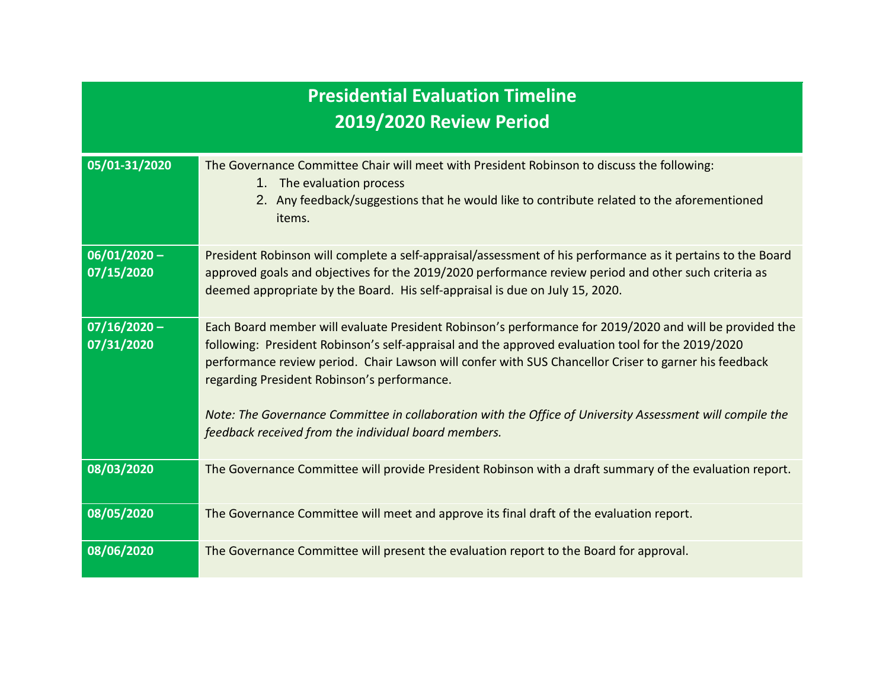| Presidential Evaluation Timeline<br>2019/2020 Review Period | |
|---|---|
| **05/01-31/2020** | The Governance Committee Chair will meet with President Robinson to discuss the following:<br>1. The evaluation process<br>2. Any feedback/suggestions that he would like to contribute related to the aforementioned items. |
| **06/01/2020 – 07/15/2020** | President Robinson will complete a self-appraisal/assessment of his performance as it pertains to the Board approved goals and objectives for the 2019/2020 performance review period and other such criteria as deemed appropriate by the Board. His self-appraisal is due on July 15, 2020. |
| **07/16/2020 – 07/31/2020** | Each Board member will evaluate President Robinson's performance for 2019/2020 and will be provided the following: President Robinson's self-appraisal and the approved evaluation tool for the 2019/2020 performance review period. Chair Lawson will confer with SUS Chancellor Criser to garner his feedback regarding President Robinson's performance.<br><br>*Note: The Governance Committee in collaboration with the Office of University Assessment will compile the feedback received from the individual board members.* |
| **08/03/2020** | The Governance Committee will provide President Robinson with a draft summary of the evaluation report. |
| **08/05/2020** | The Governance Committee will meet and approve its final draft of the evaluation report. |
| **08/06/2020** | The Governance Committee will present the evaluation report to the Board for approval. |